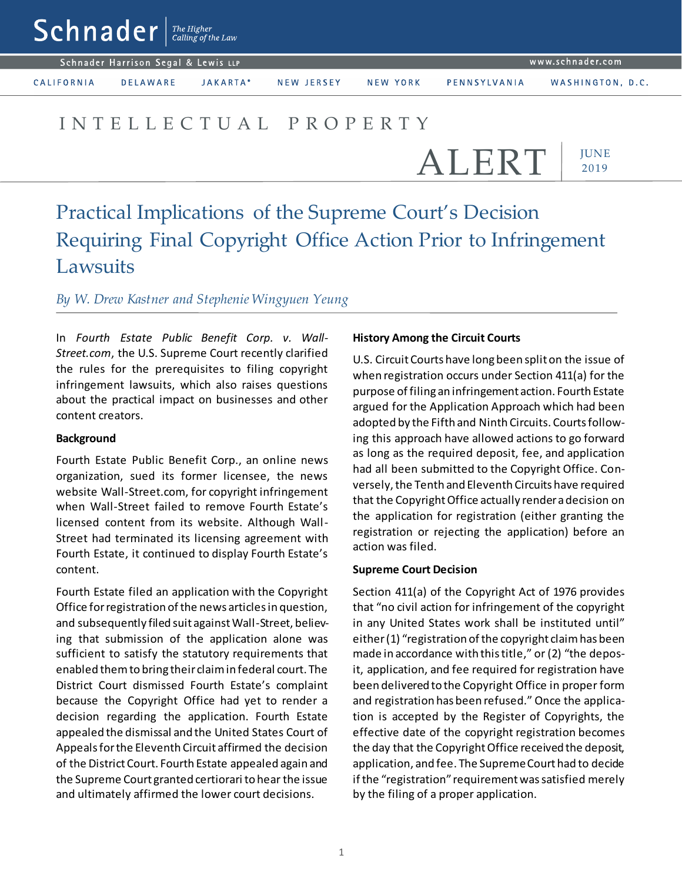# Schnader

*The Higher Calling of the Law*

Schnader Harrison Segal & Lewis LLP

www.schnader.com

CALIFORNIA | DELAWARE | JAKARTA* | NEW JERSEY | NEW YORK | PENNSYLVANIA | WASHINGTON, D.C.

INTELLECTUAL PROPERTY

ALERT | JUNE 2019

# Practical Implications of the Supreme Court's Decision Requiring Final Copyright Office Action Prior to Infringement Lawsuits

*By W. Drew Kastner and Stephenie Wingyuen Yeung*

In *Fourth Estate Public Benefit Corp. v. Wall-Street.com*, the U.S. Supreme Court recently clarified the rules for the prerequisites to filing copyright infringement lawsuits, which also raises questions about the practical impact on businesses and other content creators.

### Background

Fourth Estate Public Benefit Corp., an online news organization, sued its former licensee, the news website Wall-Street.com, for copyright infringement when Wall-Street failed to remove Fourth Estate's licensed content from its website. Although Wall-Street had terminated its licensing agreement with Fourth Estate, it continued to display Fourth Estate's content.

Fourth Estate filed an application with the Copyright Office for registration of the news articles in question, and subsequently filed suit against Wall-Street, believing that submission of the application alone was sufficient to satisfy the statutory requirements that enabled them to bring their claim in federal court. The District Court dismissed Fourth Estate's complaint because the Copyright Office had yet to render a decision regarding the application. Fourth Estate appealed the dismissal and the United States Court of Appeals for the Eleventh Circuit affirmed the decision of the District Court. Fourth Estate appealed again and the Supreme Court granted certiorari to hear the issue and ultimately affirmed the lower court decisions.

### History Among the Circuit Courts

U.S. Circuit Courts have long been split on the issue of when registration occurs under Section 411(a) for the purpose of filing an infringement action. Fourth Estate argued for the Application Approach which had been adopted by the Fifth and Ninth Circuits. Courts following this approach have allowed actions to go forward as long as the required deposit, fee, and application had all been submitted to the Copyright Office. Conversely, the Tenth and Eleventh Circuits have required that the Copyright Office actually render a decision on the application for registration (either granting the registration or rejecting the application) before an action was filed.

### Supreme Court Decision

Section 411(a) of the Copyright Act of 1976 provides that "no civil action for infringement of the copyright in any United States work shall be instituted until" either (1) "registration of the copyright claim has been made in accordance with this title," or (2) "the deposit, application, and fee required for registration have been delivered to the Copyright Office in proper form and registration has been refused." Once the application is accepted by the Register of Copyrights, the effective date of the copyright registration becomes the day that the Copyright Office received the deposit, application, and fee. The Supreme Court had to decide if the "registration" requirement was satisfied merely by the filing of a proper application.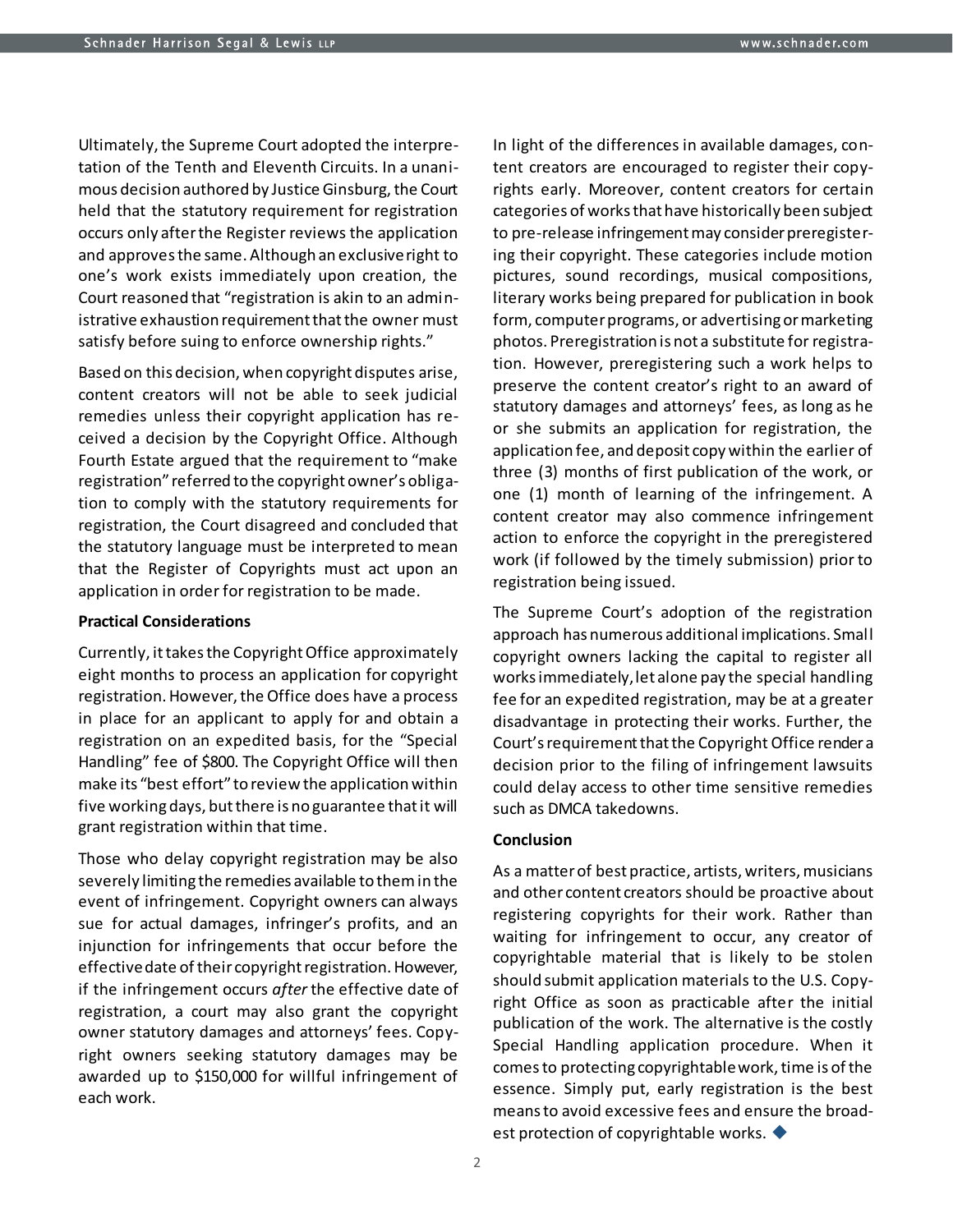Ultimately, the Supreme Court adopted the interpretation of the Tenth and Eleventh Circuits. In a unanimous decision authored by Justice Ginsburg, the Court held that the statutory requirement for registration occurs only after the Register reviews the application and approves the same. Although an exclusive right to one's work exists immediately upon creation, the Court reasoned that "registration is akin to an administrative exhaustion requirement that the owner must satisfy before suing to enforce ownership rights."

Based on this decision, when copyright disputes arise, content creators will not be able to seek judicial remedies unless their copyright application has received a decision by the Copyright Office. Although Fourth Estate argued that the requirement to "make registration" referred to the copyright owner's obligation to comply with the statutory requirements for registration, the Court disagreed and concluded that the statutory language must be interpreted to mean that the Register of Copyrights must act upon an application in order for registration to be made.

**Practical Considerations**

Currently, it takes the Copyright Office approximately eight months to process an application for copyright registration. However, the Office does have a process in place for an applicant to apply for and obtain a registration on an expedited basis, for the "Special Handling" fee of $800. The Copyright Office will then make its "best effort" to review the application within five working days, but there is no guarantee that it will grant registration within that time.

Those who delay copyright registration may be also severely limiting the remedies available to them in the event of infringement. Copyright owners can always sue for actual damages, infringer's profits, and an injunction for infringements that occur before the effective date of their copyright registration. However, if the infringement occurs *after* the effective date of registration, a court may also grant the copyright owner statutory damages and attorneys' fees. Copyright owners seeking statutory damages may be awarded up to $150,000 for willful infringement of each work.

In light of the differences in available damages, content creators are encouraged to register their copyrights early. Moreover, content creators for certain categories of works that have historically been subject to pre-release infringement may consider preregistering their copyright. These categories include motion pictures, sound recordings, musical compositions, literary works being prepared for publication in book form, computer programs, or advertising or marketing photos. Preregistration is not a substitute for registration. However, preregistering such a work helps to preserve the content creator's right to an award of statutory damages and attorneys' fees, as long as he or she submits an application for registration, the application fee, and deposit copy within the earlier of three (3) months of first publication of the work, or one (1) month of learning of the infringement. A content creator may also commence infringement action to enforce the copyright in the preregistered work (if followed by the timely submission) prior to registration being issued.

The Supreme Court's adoption of the registration approach has numerous additional implications. Small copyright owners lacking the capital to register all works immediately, let alone pay the special handling fee for an expedited registration, may be at a greater disadvantage in protecting their works. Further, the Court's requirement that the Copyright Office render a decision prior to the filing of infringement lawsuits could delay access to other time sensitive remedies such as DMCA takedowns.

**Conclusion**

As a matter of best practice, artists, writers, musicians and other content creators should be proactive about registering copyrights for their work. Rather than waiting for infringement to occur, any creator of copyrightable material that is likely to be stolen should submit application materials to the U.S. Copyright Office as soon as practicable after the initial publication of the work. The alternative is the costly Special Handling application procedure. When it comes to protecting copyrightable work, time is of the essence. Simply put, early registration is the best means to avoid excessive fees and ensure the broadest protection of copyrightable works. ◆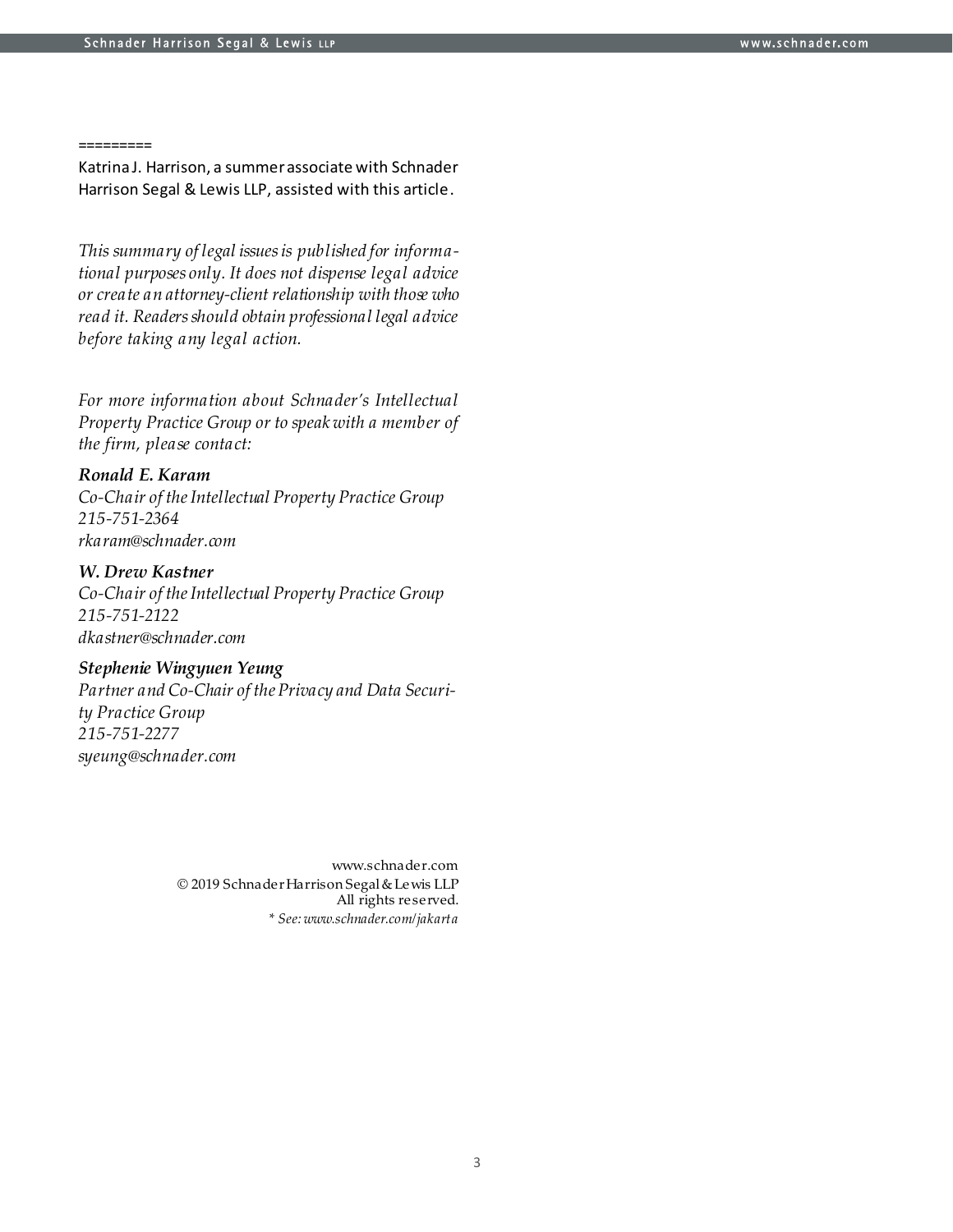=========

Katrina J. Harrison, a summer associate with Schnader Harrison Segal & Lewis LLP, assisted with this article.

*This summary of legal issues is published for informational purposes only. It does not dispense legal advice or create an attorney-client relationship with those who read it. Readers should obtain professional legal advice before taking any legal action.*

*For more information about Schnader's Intellectual Property Practice Group or to speak with a member of the firm, please contact:*

***Ronald E. Karam***
*Co-Chair of the Intellectual Property Practice Group*
*215-751-2364*
*rkaram@schnader.com*

***W. Drew Kastner***
*Co-Chair of the Intellectual Property Practice Group*
*215-751-2122*
*dkastner@schnader.com*

***Stephenie Wingyuen Yeung***
*Partner and Co-Chair of the Privacy and Data Security Practice Group*
*215-751-2277*
*syeung@schnader.com*

www.schnader.com
© 2019 Schnader Harrison Segal & Lewis LLP
All rights reserved.
*\* See: www.schnader.com/jakarta*